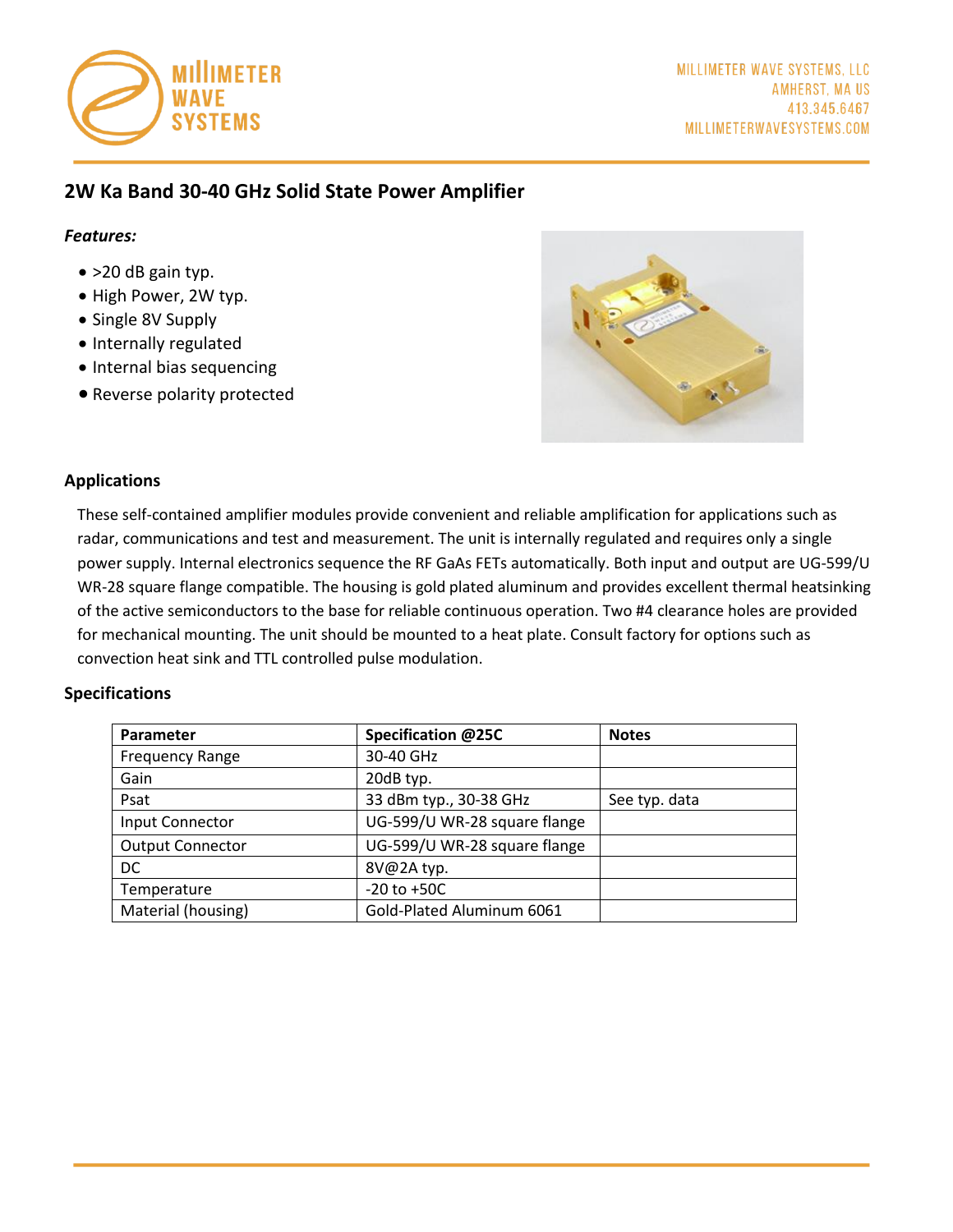MILLIMETER WAVE SYSTEMS, LLC
AMHERST, MA US
413.345.6467
MILLIMETERWAVESYSTEMS.COM

# 2W Ka Band 30-40 GHz Solid State Power Amplifier

***Features:***

- >20 dB gain typ.
- High Power, 2W typ.
- Single 8V Supply
- Internally regulated
- Internal bias sequencing
- Reverse polarity protected

## Applications

These self-contained amplifier modules provide convenient and reliable amplification for applications such as radar, communications and test and measurement. The unit is internally regulated and requires only a single power supply. Internal electronics sequence the RF GaAs FETs automatically. Both input and output are UG-599/U WR-28 square flange compatible. The housing is gold plated aluminum and provides excellent thermal heatsinking of the active semiconductors to the base for reliable continuous operation. Two #4 clearance holes are provided for mechanical mounting. The unit should be mounted to a heat plate. Consult factory for options such as convection heat sink and TTL controlled pulse modulation.

## Specifications

| Parameter | Specification @25C | Notes |
|---|---|---|
| Frequency Range | 30-40 GHz | |
| Gain | 20dB typ. | |
| Psat | 33 dBm typ., 30-38 GHz | See typ. data |
| Input Connector | UG-599/U WR-28 square flange | |
| Output Connector | UG-599/U WR-28 square flange | |
| DC | 8V@2A typ. | |
| Temperature | -20 to +50C | |
| Material (housing) | Gold-Plated Aluminum 6061 | |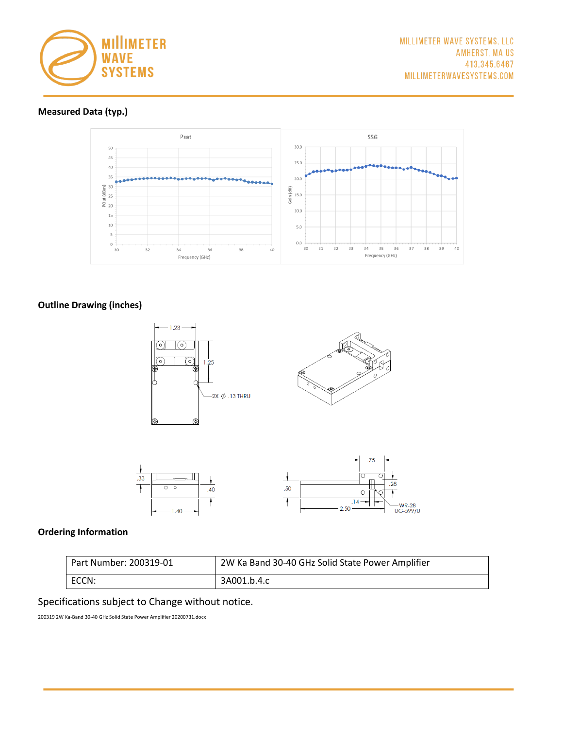## Measured Data (typ.)

Psat

POut (dBm)

50
45
40
35
30
25
20
15
10
5
0

30 32 34 36 38 40

Frequency (GHz)

SSG

Gain (dB)

30.0
25.0
20.0
15.0
10.0
5.0
0.0

30 31 32 33 34 35 36 37 38 39 40

Frequency (GHz)

## Outline Drawing (inches)

1.23

1.25

2X ∅ .13 THRU

.33

.40

1.40

.75

.50

.28

.14

2.50

WR-28
UG-599/U

## Ordering Information

| | |
|---|---|
| Part Number: 200319-01 | 2W Ka Band 30-40 GHz Solid State Power Amplifier |
| ECCN: | 3A001.b.4.c |

Specifications subject to Change without notice.

200319 2W Ka-Band 30-40 GHz Solid State Power Amplifier 20200731.docx